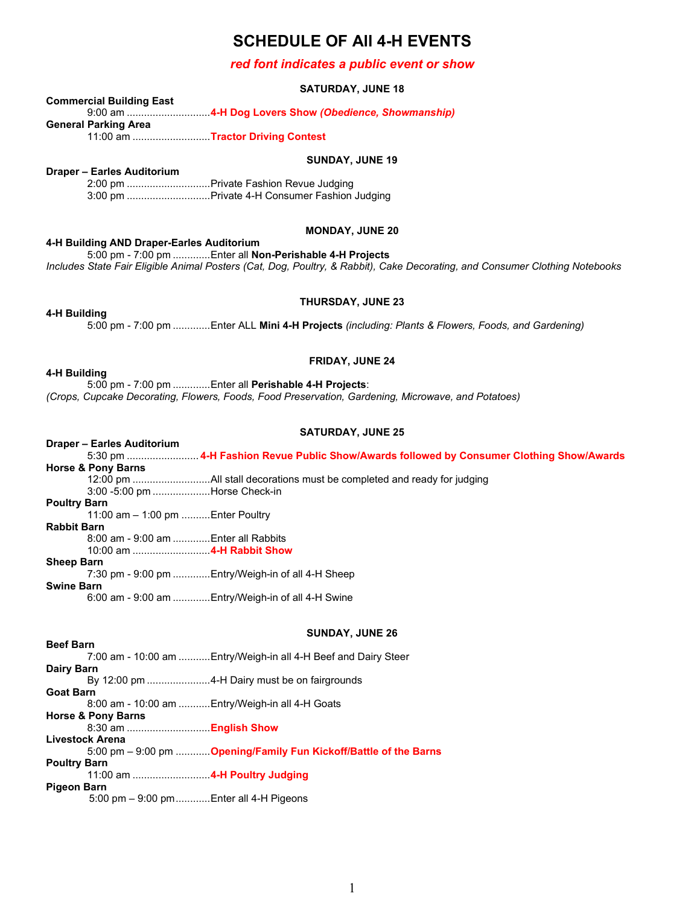# SCHEDULE OF All 4-H EVENTS

***red font indicates a public event or show***

### SATURDAY, JUNE 18

**Commercial Building East**

9:00 am ............................**4-H Dog Lovers Show *(Obedience, Showmanship)***

**General Parking Area**

11:00 am ...........................**Tractor Driving Contest**

### SUNDAY, JUNE 19

**Draper – Earles Auditorium**

2:00 pm .............................Private Fashion Revue Judging

3:00 pm .............................Private 4-H Consumer Fashion Judging

### MONDAY, JUNE 20

**4-H Building AND Draper-Earles Auditorium**

5:00 pm - 7:00 pm .............Enter all **Non-Perishable 4-H Projects**

*Includes State Fair Eligible Animal Posters (Cat, Dog, Poultry, & Rabbit), Cake Decorating, and Consumer Clothing Notebooks*

### THURSDAY, JUNE 23

**4-H Building**

5:00 pm - 7:00 pm .............Enter ALL **Mini 4-H Projects** *(including: Plants & Flowers, Foods, and Gardening)*

### FRIDAY, JUNE 24

**4-H Building**

5:00 pm - 7:00 pm .............Enter all **Perishable 4-H Projects**:

*(Crops, Cupcake Decorating, Flowers, Foods, Food Preservation, Gardening, Microwave, and Potatoes)*

### SATURDAY, JUNE 25

**Draper – Earles Auditorium**

5:30 pm ......................... **4-H Fashion Revue Public Show/Awards followed by Consumer Clothing Show/Awards**

**Horse & Pony Barns**

12:00 pm ...........................All stall decorations must be completed and ready for judging

3:00 -5:00 pm ....................Horse Check-in

**Poultry Barn**

11:00 am – 1:00 pm ..........Enter Poultry

**Rabbit Barn**

8:00 am - 9:00 am .............Enter all Rabbits

10:00 am ...........................**4-H Rabbit Show**

**Sheep Barn**

7:30 pm - 9:00 pm .............Entry/Weigh-in of all 4-H Sheep

**Swine Barn**

6:00 am - 9:00 am .............Entry/Weigh-in of all 4-H Swine

### SUNDAY, JUNE 26

**Beef Barn**

7:00 am - 10:00 am ...........Entry/Weigh-in all 4-H Beef and Dairy Steer

**Dairy Barn**

By 12:00 pm ......................4-H Dairy must be on fairgrounds

**Goat Barn**

8:00 am - 10:00 am ...........Entry/Weigh-in all 4-H Goats

**Horse & Pony Barns**

8:30 am .............................**English Show**

**Livestock Arena**

5:00 pm – 9:00 pm ............**Opening/Family Fun Kickoff/Battle of the Barns**

**Poultry Barn**

11:00 am ...........................**4-H Poultry Judging**

**Pigeon Barn**

5:00 pm – 9:00 pm............Enter all 4-H Pigeons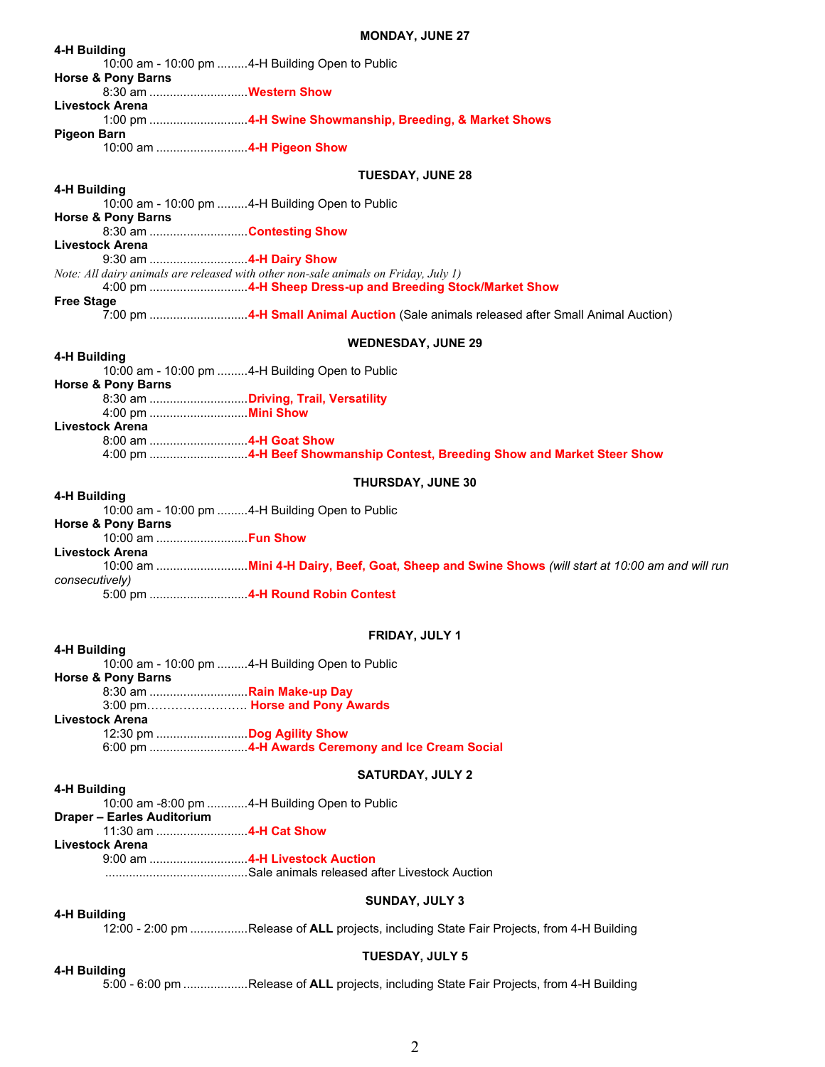## MONDAY, JUNE 27

**4-H Building**
10:00 am - 10:00 pm .........4-H Building Open to Public

**Horse & Pony Barns**
8:30 am .............................**Western Show**

**Livestock Arena**
1:00 pm .............................**4-H Swine Showmanship, Breeding, & Market Shows**

**Pigeon Barn**
10:00 am ...........................**4-H Pigeon Show**

## TUESDAY, JUNE 28

**4-H Building**
10:00 am - 10:00 pm .........4-H Building Open to Public

**Horse & Pony Barns**
8:30 am .............................**Contesting Show**

**Livestock Arena**
9:30 am .............................**4-H Dairy Show**

*Note: All dairy animals are released with other non-sale animals on Friday, July 1)*

4:00 pm .............................**4-H Sheep Dress-up and Breeding Stock/Market Show**

**Free Stage**
7:00 pm .............................**4-H Small Animal Auction** (Sale animals released after Small Animal Auction)

## WEDNESDAY, JUNE 29

**4-H Building**
10:00 am - 10:00 pm .........4-H Building Open to Public

**Horse & Pony Barns**
8:30 am .............................**Driving, Trail, Versatility**
4:00 pm .............................**Mini Show**

**Livestock Arena**
8:00 am .............................**4-H Goat Show**
4:00 pm .............................**4-H Beef Showmanship Contest, Breeding Show and Market Steer Show**

## THURSDAY, JUNE 30

**4-H Building**
10:00 am - 10:00 pm .........4-H Building Open to Public

**Horse & Pony Barns**
10:00 am ...........................**Fun Show**

**Livestock Arena**
10:00 am ...........................**Mini 4-H Dairy, Beef, Goat, Sheep and Swine Shows** *(will start at 10:00 am and will run consecutively)*
5:00 pm .............................**4-H Round Robin Contest**

## FRIDAY, JULY 1

**4-H Building**
10:00 am - 10:00 pm .........4-H Building Open to Public

**Horse & Pony Barns**
8:30 am .............................**Rain Make-up Day**
3:00 pm.......................... **Horse and Pony Awards**

**Livestock Arena**
12:30 pm ...........................**Dog Agility Show**
6:00 pm .............................**4-H Awards Ceremony and Ice Cream Social**

## SATURDAY, JULY 2

**4-H Building**
10:00 am -8:00 pm ............4-H Building Open to Public

**Draper – Earles Auditorium**
11:30 am ...........................**4-H Cat Show**

**Livestock Arena**
9:00 am .............................**4-H Livestock Auction**
..........................................Sale animals released after Livestock Auction

## SUNDAY, JULY 3

**4-H Building**
12:00 - 2:00 pm .................Release of **ALL** projects, including State Fair Projects, from 4-H Building

## TUESDAY, JULY 5

**4-H Building**
5:00 - 6:00 pm ...................Release of **ALL** projects, including State Fair Projects, from 4-H Building